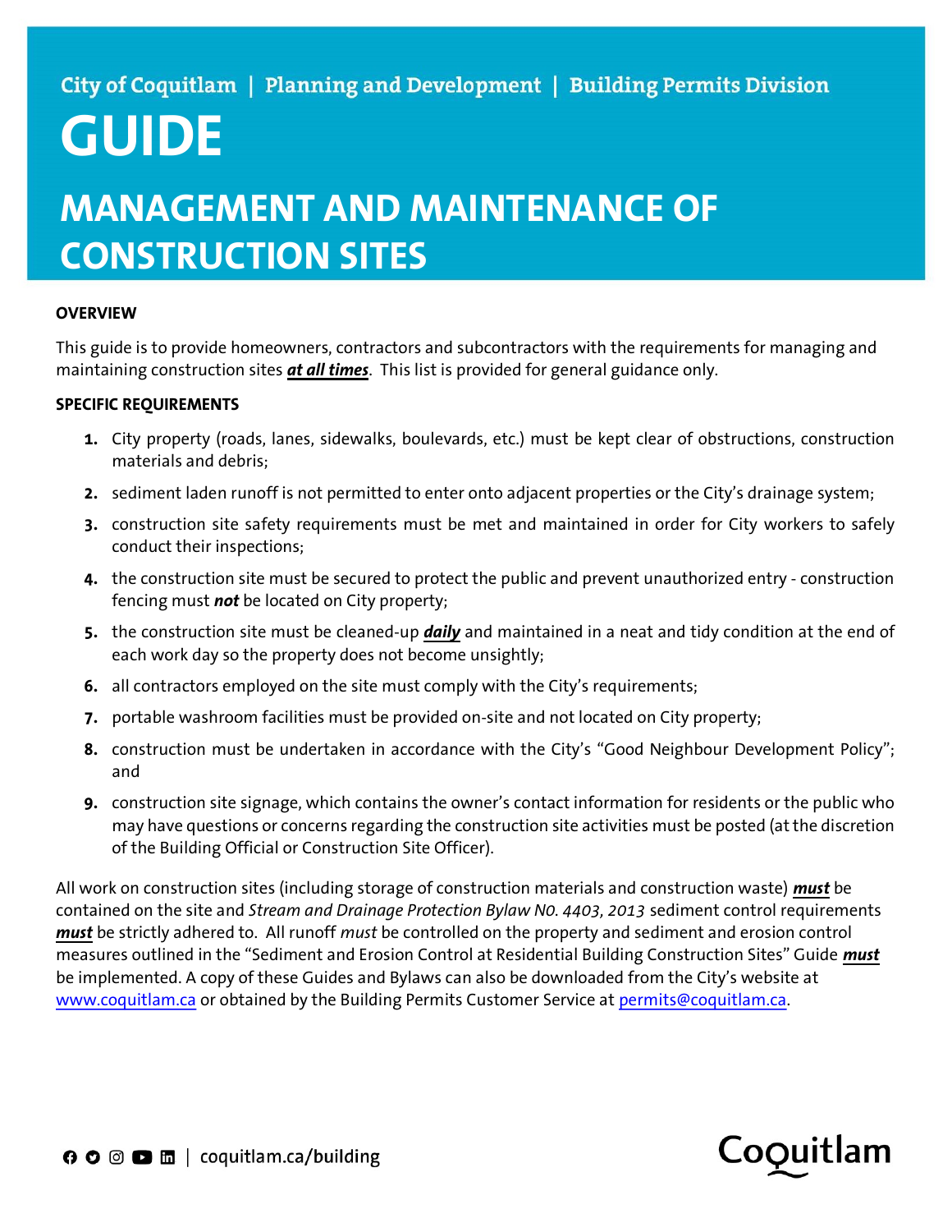City of Coquitlam | Planning and Development | Building Permits Division

# GUIDE

## MANAGEMENT AND MAINTENANCE OF CONSTRUCTION SITES

### OVERVIEW

This guide is to provide homeowners, contractors and subcontractors with the requirements for managing and maintaining construction sites ***at all times***. This list is provided for general guidance only.

### SPECIFIC REQUIREMENTS

1. City property (roads, lanes, sidewalks, boulevards, etc.) must be kept clear of obstructions, construction materials and debris;
2. sediment laden runoff is not permitted to enter onto adjacent properties or the City's drainage system;
3. construction site safety requirements must be met and maintained in order for City workers to safely conduct their inspections;
4. the construction site must be secured to protect the public and prevent unauthorized entry - construction fencing must ***not*** be located on City property;
5. the construction site must be cleaned-up ***daily*** and maintained in a neat and tidy condition at the end of each work day so the property does not become unsightly;
6. all contractors employed on the site must comply with the City's requirements;
7. portable washroom facilities must be provided on-site and not located on City property;
8. construction must be undertaken in accordance with the City's "Good Neighbour Development Policy"; and
9. construction site signage, which contains the owner's contact information for residents or the public who may have questions or concerns regarding the construction site activities must be posted (at the discretion of the Building Official or Construction Site Officer).

All work on construction sites (including storage of construction materials and construction waste) ***must*** be contained on the site and *Stream and Drainage Protection Bylaw N0. 4403, 2013* sediment control requirements ***must*** be strictly adhered to. All runoff *must* be controlled on the property and sediment and erosion control measures outlined in the "Sediment and Erosion Control at Residential Building Construction Sites" Guide ***must*** be implemented. A copy of these Guides and Bylaws can also be downloaded from the City's website at www.coquitlam.ca or obtained by the Building Permits Customer Service at permits@coquitlam.ca.

coquitlam.ca/building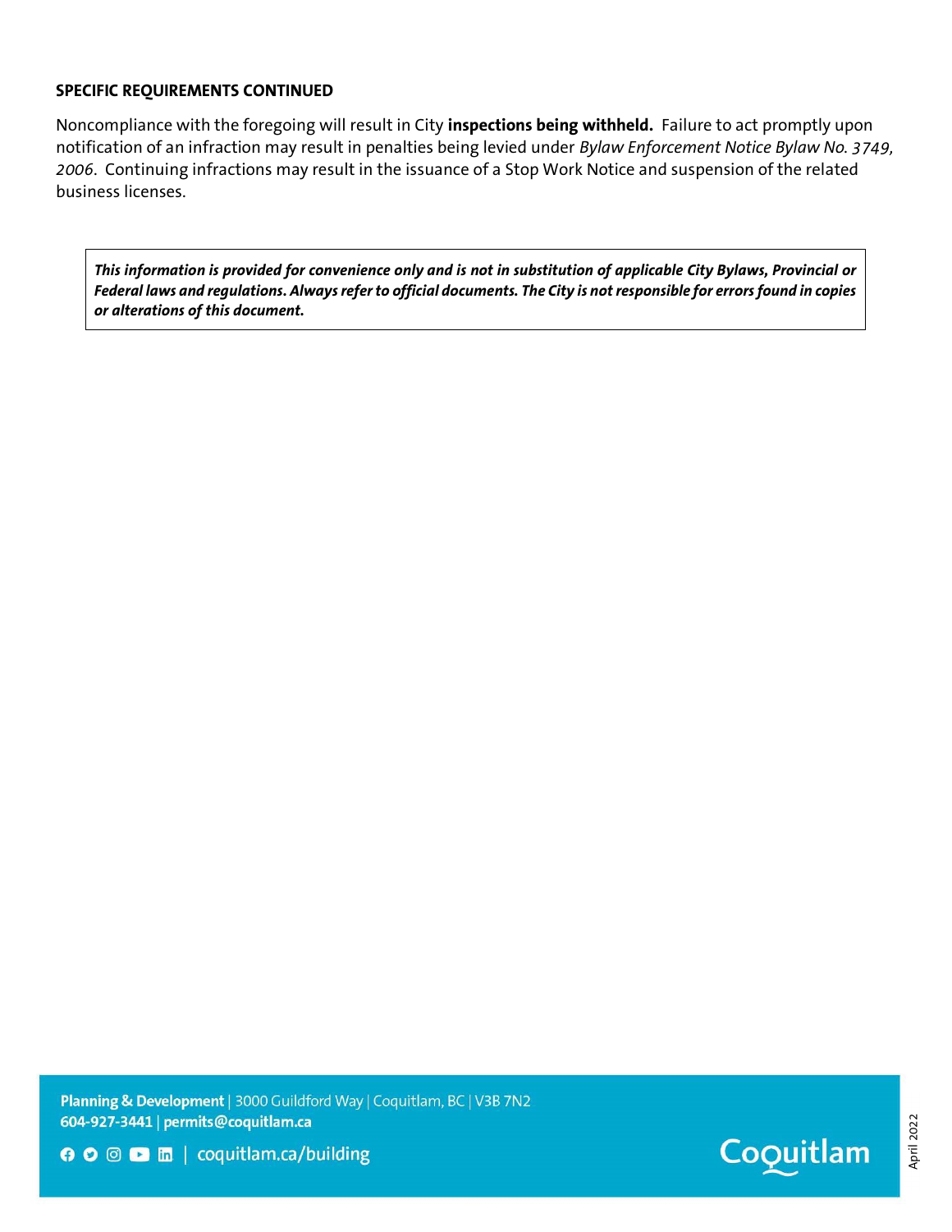**SPECIFIC REQUIREMENTS CONTINUED**

Noncompliance with the foregoing will result in City **inspections being withheld.** Failure to act promptly upon notification of an infraction may result in penalties being levied under *Bylaw Enforcement Notice Bylaw No. 3749, 2006*. Continuing infractions may result in the issuance of a Stop Work Notice and suspension of the related business licenses.

> ***This information is provided for convenience only and is not in substitution of applicable City Bylaws, Provincial or Federal laws and regulations. Always refer to official documents. The City is not responsible for errors found in copies or alterations of this document.***

**Planning & Development** | 3000 Guildford Way | Coquitlam, BC | V3B 7N2
**604-927-3441** | **permits@coquitlam.ca**
coquitlam.ca/building

Coquitlam

April 2022